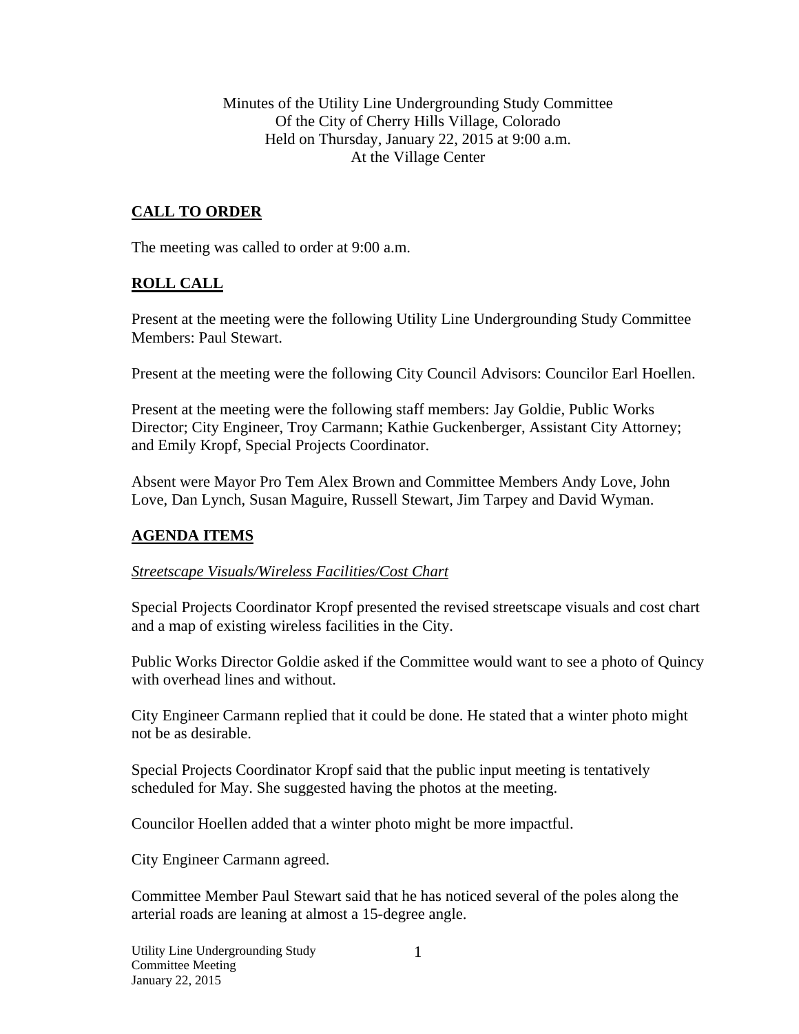Minutes of the Utility Line Undergrounding Study Committee
Of the City of Cherry Hills Village, Colorado
Held on Thursday, January 22, 2015 at 9:00 a.m.
At the Village Center

## CALL TO ORDER

The meeting was called to order at 9:00 a.m.

## ROLL CALL

Present at the meeting were the following Utility Line Undergrounding Study Committee Members: Paul Stewart.

Present at the meeting were the following City Council Advisors: Councilor Earl Hoellen.

Present at the meeting were the following staff members: Jay Goldie, Public Works Director; City Engineer, Troy Carmann; Kathie Guckenberger, Assistant City Attorney; and Emily Kropf, Special Projects Coordinator.

Absent were Mayor Pro Tem Alex Brown and Committee Members Andy Love, John Love, Dan Lynch, Susan Maguire, Russell Stewart, Jim Tarpey and David Wyman.

## AGENDA ITEMS

*Streetscape Visuals/Wireless Facilities/Cost Chart*

Special Projects Coordinator Kropf presented the revised streetscape visuals and cost chart and a map of existing wireless facilities in the City.

Public Works Director Goldie asked if the Committee would want to see a photo of Quincy with overhead lines and without.

City Engineer Carmann replied that it could be done. He stated that a winter photo might not be as desirable.

Special Projects Coordinator Kropf said that the public input meeting is tentatively scheduled for May. She suggested having the photos at the meeting.

Councilor Hoellen added that a winter photo might be more impactful.

City Engineer Carmann agreed.

Committee Member Paul Stewart said that he has noticed several of the poles along the arterial roads are leaning at almost a 15-degree angle.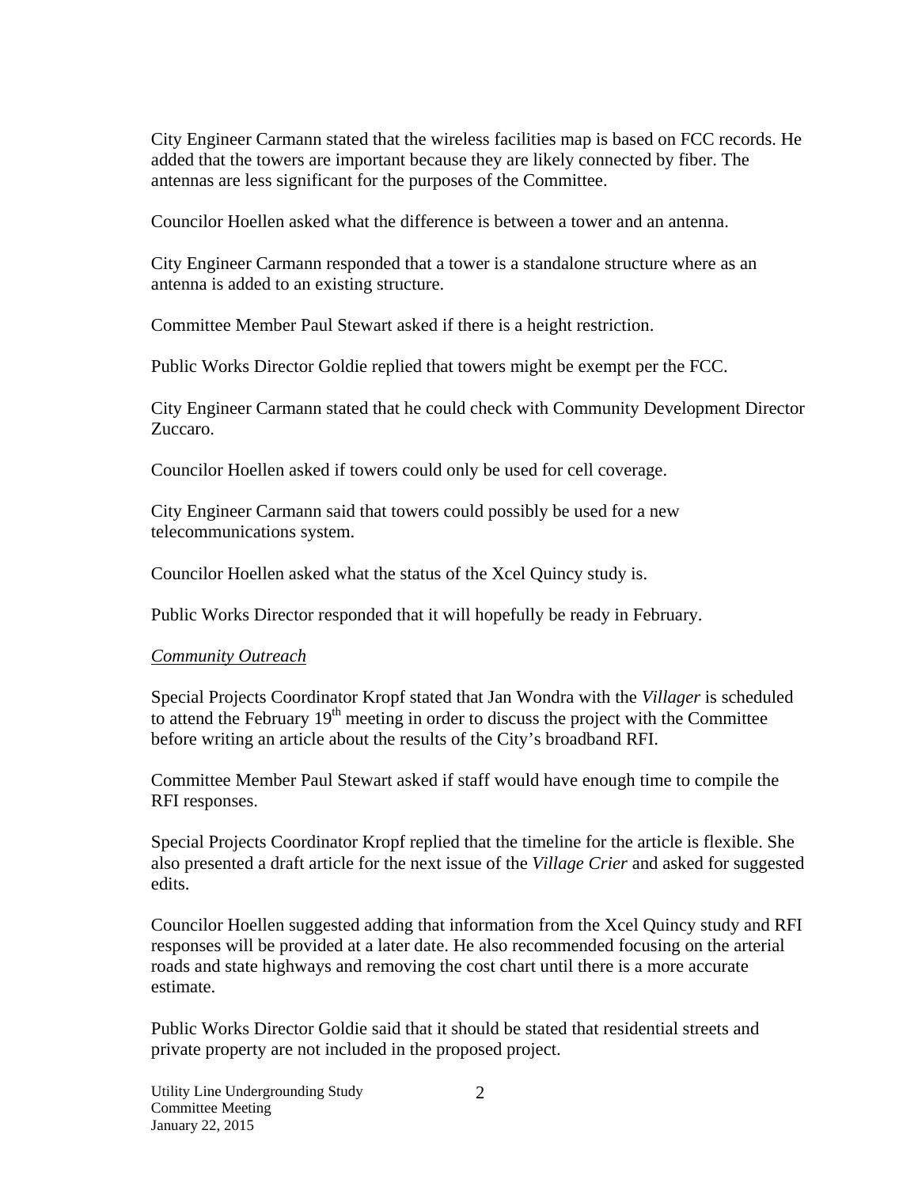City Engineer Carmann stated that the wireless facilities map is based on FCC records. He added that the towers are important because they are likely connected by fiber. The antennas are less significant for the purposes of the Committee.

Councilor Hoellen asked what the difference is between a tower and an antenna.

City Engineer Carmann responded that a tower is a standalone structure where as an antenna is added to an existing structure.

Committee Member Paul Stewart asked if there is a height restriction.

Public Works Director Goldie replied that towers might be exempt per the FCC.

City Engineer Carmann stated that he could check with Community Development Director Zuccaro.

Councilor Hoellen asked if towers could only be used for cell coverage.

City Engineer Carmann said that towers could possibly be used for a new telecommunications system.

Councilor Hoellen asked what the status of the Xcel Quincy study is.

Public Works Director responded that it will hopefully be ready in February.

*Community Outreach*

Special Projects Coordinator Kropf stated that Jan Wondra with the *Villager* is scheduled to attend the February 19th meeting in order to discuss the project with the Committee before writing an article about the results of the City's broadband RFI.

Committee Member Paul Stewart asked if staff would have enough time to compile the RFI responses.

Special Projects Coordinator Kropf replied that the timeline for the article is flexible. She also presented a draft article for the next issue of the *Village Crier* and asked for suggested edits.

Councilor Hoellen suggested adding that information from the Xcel Quincy study and RFI responses will be provided at a later date. He also recommended focusing on the arterial roads and state highways and removing the cost chart until there is a more accurate estimate.

Public Works Director Goldie said that it should be stated that residential streets and private property are not included in the proposed project.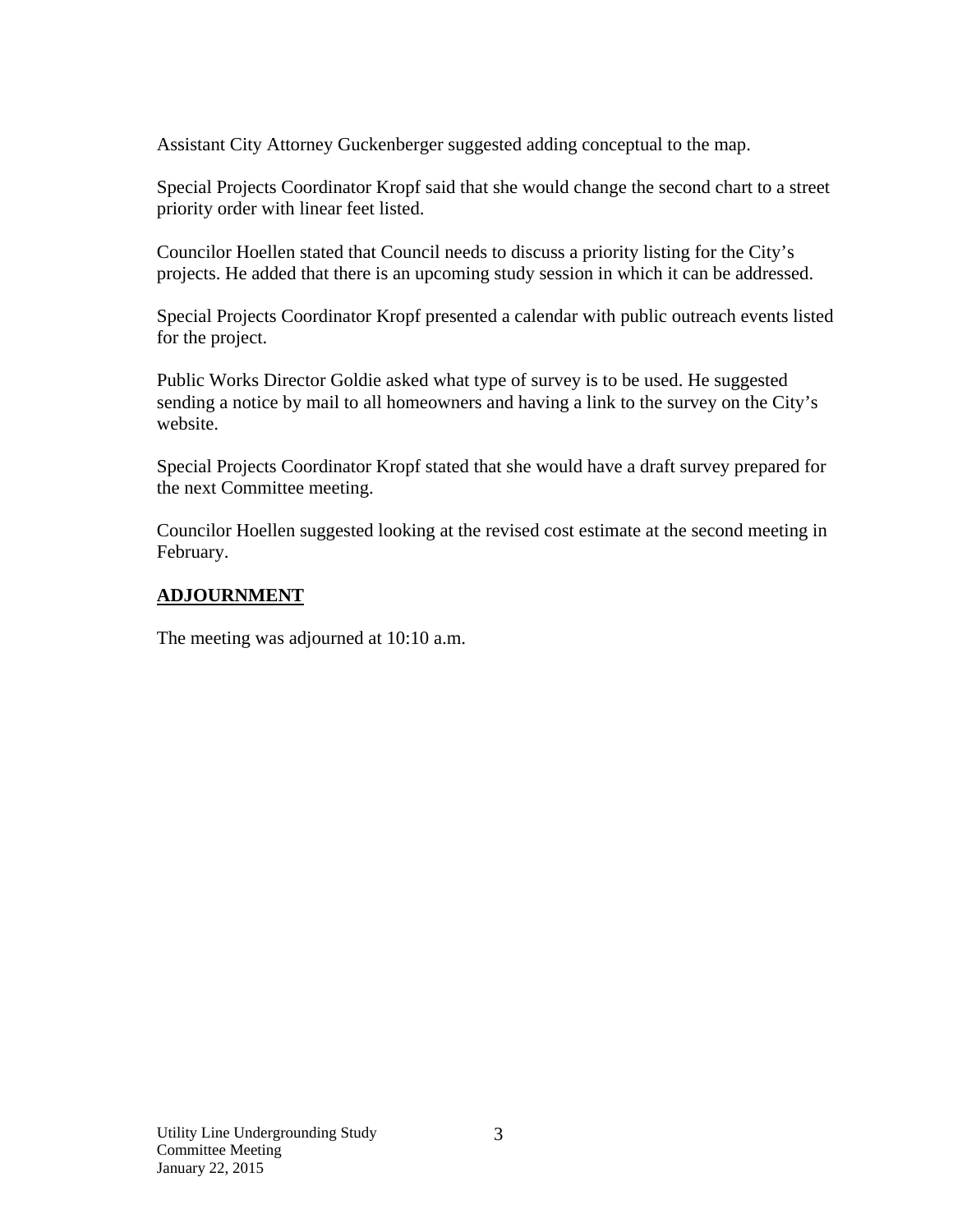Assistant City Attorney Guckenberger suggested adding conceptual to the map.

Special Projects Coordinator Kropf said that she would change the second chart to a street priority order with linear feet listed.

Councilor Hoellen stated that Council needs to discuss a priority listing for the City's projects. He added that there is an upcoming study session in which it can be addressed.

Special Projects Coordinator Kropf presented a calendar with public outreach events listed for the project.

Public Works Director Goldie asked what type of survey is to be used. He suggested sending a notice by mail to all homeowners and having a link to the survey on the City's website.

Special Projects Coordinator Kropf stated that she would have a draft survey prepared for the next Committee meeting.

Councilor Hoellen suggested looking at the revised cost estimate at the second meeting in February.

## ADJOURNMENT

The meeting was adjourned at 10:10 a.m.